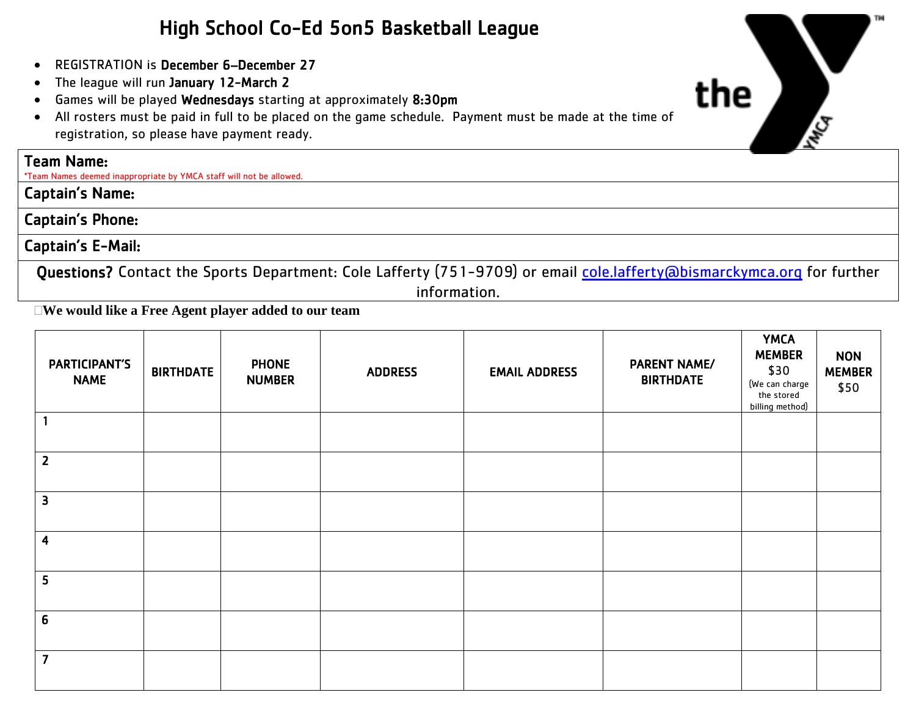# High School Co-Ed 5on5 Basketball League

- REGISTRATION is **December 6–December 27**
- The league will run **January 12-March 2**
- Games will be played **Wednesdays** starting at approximately **8:30pm**
- All rosters must be paid in full to be placed on the game schedule. Payment must be made at the time of registration, so please have payment ready.

**Team Name:**
*Team Names deemed inappropriate by YMCA staff will not be allowed.

**Captain's Name:**

**Captain's Phone:**

**Captain's E-Mail:**

**Questions?** Contact the Sports Department: Cole Lafferty (751-9709) or email cole.lafferty@bismarckymca.org for further information.

☐**We would like a Free Agent player added to our team**

| PARTICIPANT'S NAME | BIRTHDATE | PHONE NUMBER | ADDRESS | EMAIL ADDRESS | PARENT NAME/ BIRTHDATE | YMCA MEMBER $30 (We can charge the stored billing method) | NON MEMBER $50 |
|---|---|---|---|---|---|---|---|
| 1 | | | | | | | |
| 2 | | | | | | | |
| 3 | | | | | | | |
| 4 | | | | | | | |
| 5 | | | | | | | |
| 6 | | | | | | | |
| 7 | | | | | | | |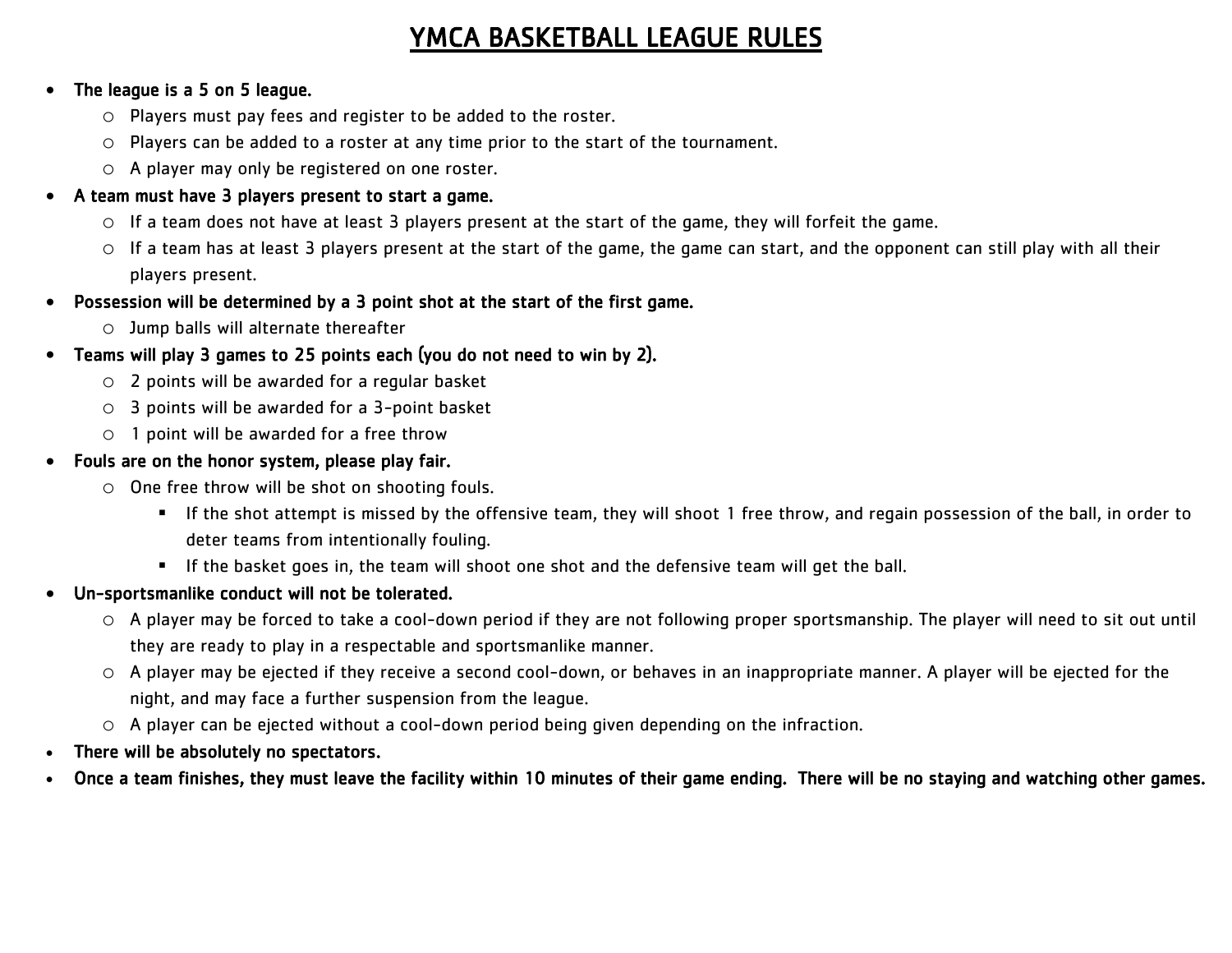# YMCA BASKETBALL LEAGUE RULES

- **The league is a 5 on 5 league.**
  - Players must pay fees and register to be added to the roster.
  - Players can be added to a roster at any time prior to the start of the tournament.
  - A player may only be registered on one roster.
- **A team must have 3 players present to start a game.**
  - If a team does not have at least 3 players present at the start of the game, they will forfeit the game.
  - If a team has at least 3 players present at the start of the game, the game can start, and the opponent can still play with all their players present.
- **Possession will be determined by a 3 point shot at the start of the first game.**
  - Jump balls will alternate thereafter
- **Teams will play 3 games to 25 points each (you do not need to win by 2).**
  - 2 points will be awarded for a regular basket
  - 3 points will be awarded for a 3-point basket
  - 1 point will be awarded for a free throw
- **Fouls are on the honor system, please play fair.**
  - One free throw will be shot on shooting fouls.
    - If the shot attempt is missed by the offensive team, they will shoot 1 free throw, and regain possession of the ball, in order to deter teams from intentionally fouling.
    - If the basket goes in, the team will shoot one shot and the defensive team will get the ball.
- **Un-sportsmanlike conduct will not be tolerated.**
  - A player may be forced to take a cool-down period if they are not following proper sportsmanship. The player will need to sit out until they are ready to play in a respectable and sportsmanlike manner.
  - A player may be ejected if they receive a second cool-down, or behaves in an inappropriate manner. A player will be ejected for the night, and may face a further suspension from the league.
  - A player can be ejected without a cool-down period being given depending on the infraction.
- **There will be absolutely no spectators.**
- **Once a team finishes, they must leave the facility within 10 minutes of their game ending. There will be no staying and watching other games.**